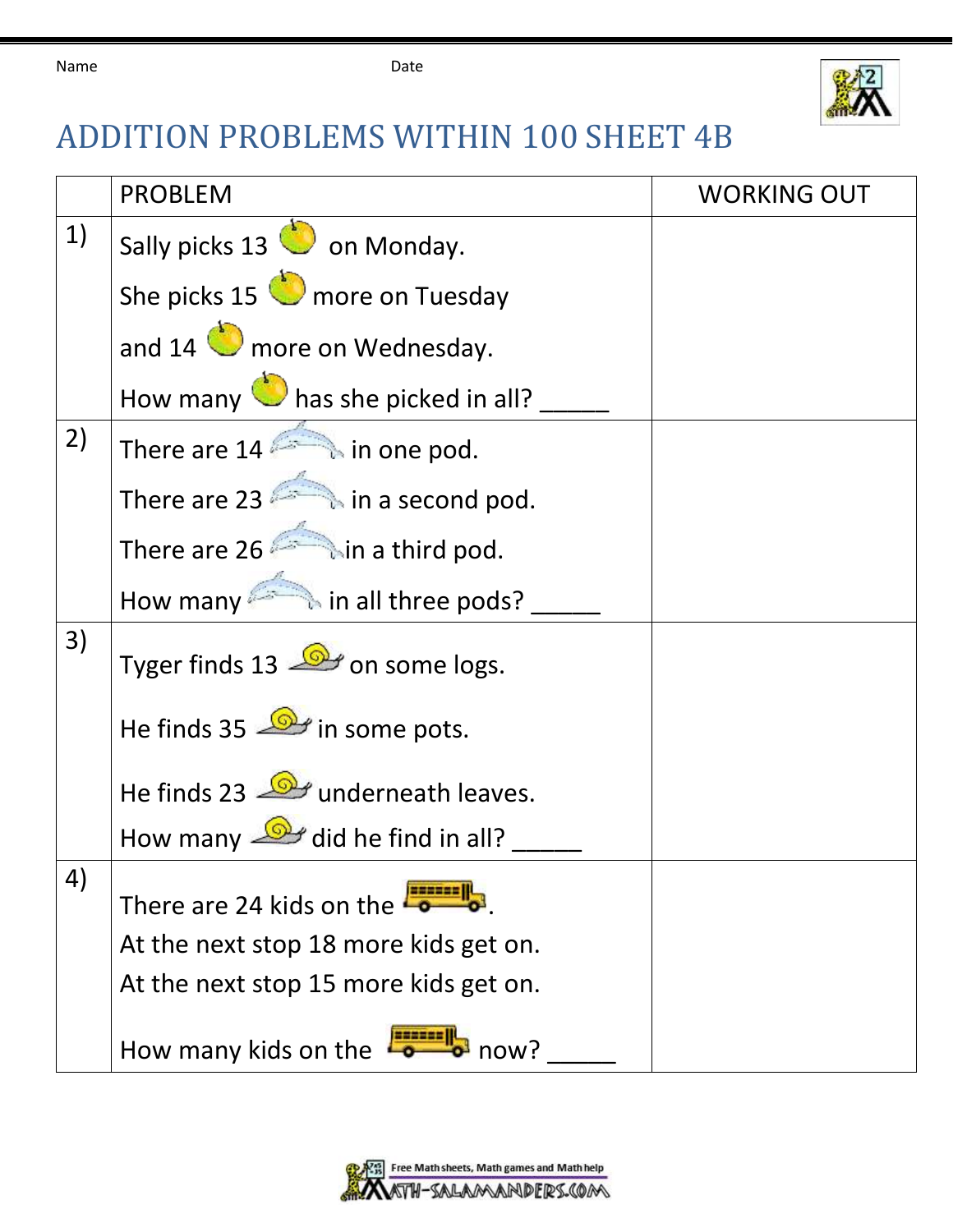Name Date

# ADDITION PROBLEMS WITHIN 100 SHEET 4B

| | PROBLEM | WORKING OUT |
|---|---|---|
| 1) | Sally picks 13 on Monday.<br>She picks 15 more on Tuesday<br>and 14 more on Wednesday.<br>How many has she picked in all? _____ | |
| 2) | There are 14 in one pod.<br>There are 23 in a second pod.<br>There are 26 in a third pod.<br>How many in all three pods? _____ | |
| 3) | Tyger finds 13 on some logs.<br>He finds 35 in some pots.<br>He finds 23 underneath leaves.<br>How many did he find in all? _____ | |
| 4) | There are 24 kids on the .<br>At the next stop 18 more kids get on.<br>At the next stop 15 more kids get on.<br>How many kids on the now? _____ | |

Free Math sheets, Math games and Math help
MATH-SALAMANDERS.COM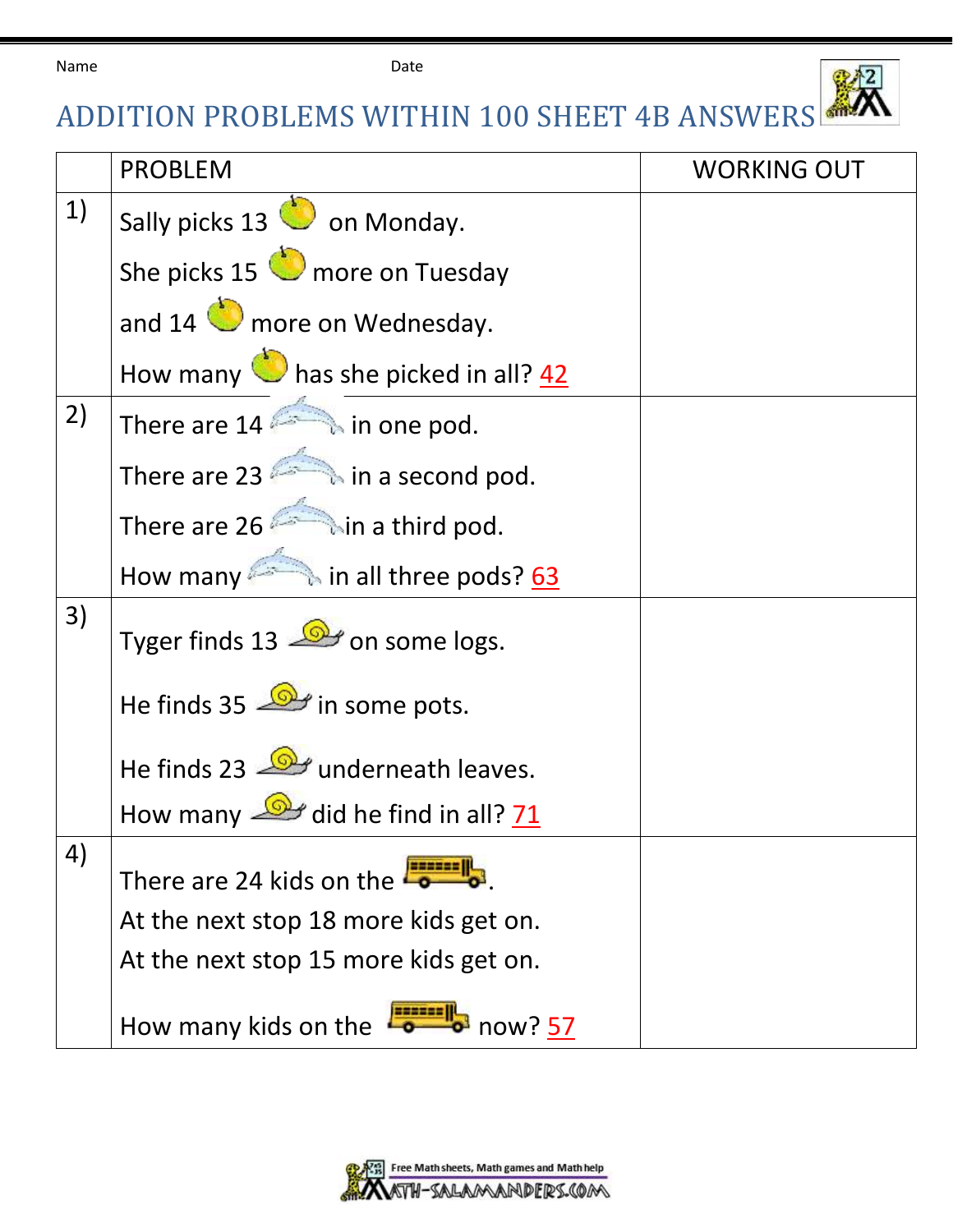Name Date

# ADDITION PROBLEMS WITHIN 100 SHEET 4B ANSWERS

| | PROBLEM | WORKING OUT |
|---|---|---|
| 1) | Sally picks 13 on Monday.<br>She picks 15 more on Tuesday<br>and 14 more on Wednesday.<br>How many has she picked in all? 42 | |
| 2) | There are 14 in one pod.<br>There are 23 in a second pod.<br>There are 26 in a third pod.<br>How many in all three pods? 63 | |
| 3) | Tyger finds 13 on some logs.<br>He finds 35 in some pots.<br>He finds 23 underneath leaves.<br>How many did he find in all? 71 | |
| 4) | There are 24 kids on the .<br>At the next stop 18 more kids get on.<br>At the next stop 15 more kids get on.<br>How many kids on the now? 57 | |

Free Math sheets, Math games and Math help

MATH-SALAMANDERS.COM